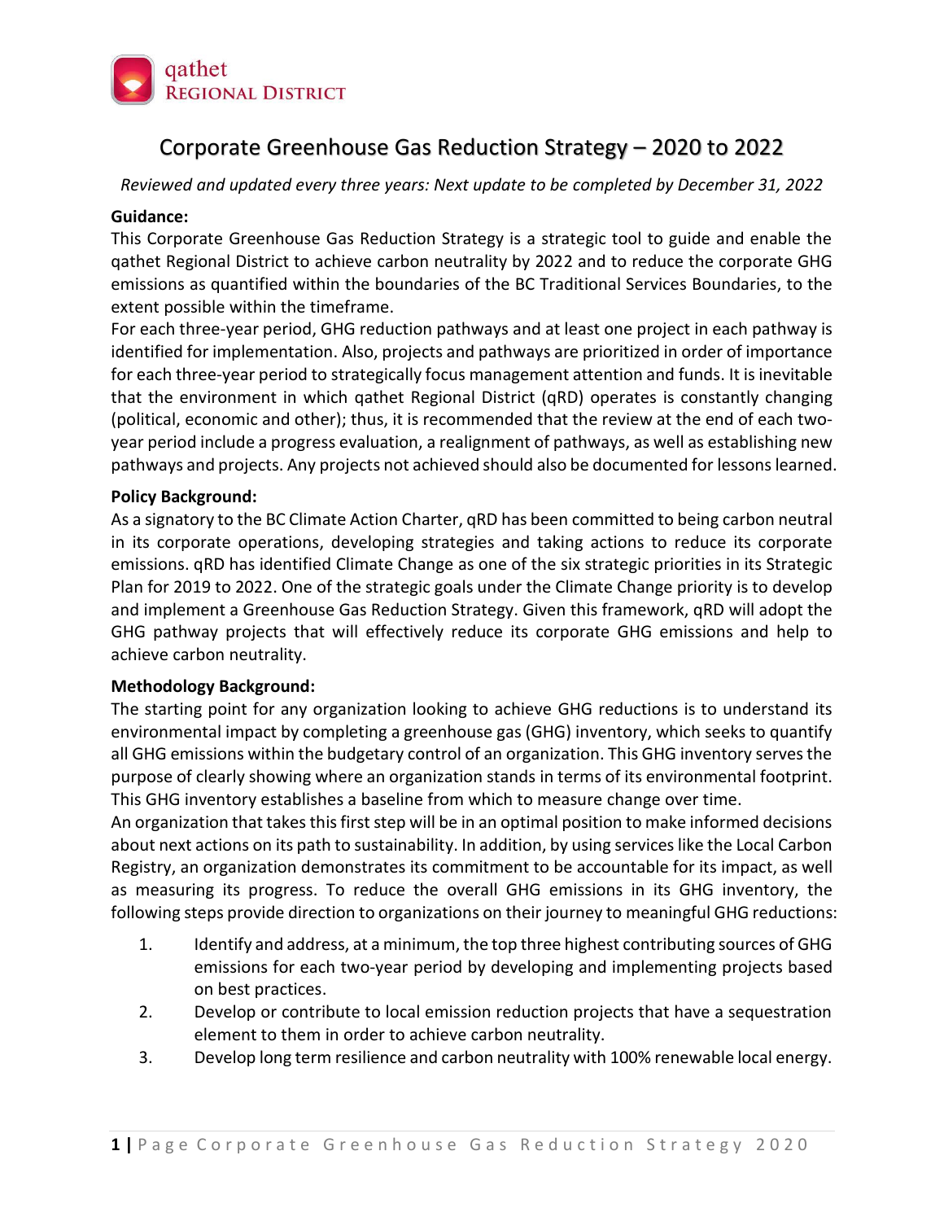qathet
REGIONAL DISTRICT

# Corporate Greenhouse Gas Reduction Strategy – 2020 to 2022

*Reviewed and updated every three years: Next update to be completed by December 31, 2022*

**Guidance:**

This Corporate Greenhouse Gas Reduction Strategy is a strategic tool to guide and enable the qathet Regional District to achieve carbon neutrality by 2022 and to reduce the corporate GHG emissions as quantified within the boundaries of the BC Traditional Services Boundaries, to the extent possible within the timeframe.

For each three-year period, GHG reduction pathways and at least one project in each pathway is identified for implementation. Also, projects and pathways are prioritized in order of importance for each three-year period to strategically focus management attention and funds. It is inevitable that the environment in which qathet Regional District (qRD) operates is constantly changing (political, economic and other); thus, it is recommended that the review at the end of each two-year period include a progress evaluation, a realignment of pathways, as well as establishing new pathways and projects. Any projects not achieved should also be documented for lessons learned.

**Policy Background:**

As a signatory to the BC Climate Action Charter, qRD has been committed to being carbon neutral in its corporate operations, developing strategies and taking actions to reduce its corporate emissions. qRD has identified Climate Change as one of the six strategic priorities in its Strategic Plan for 2019 to 2022. One of the strategic goals under the Climate Change priority is to develop and implement a Greenhouse Gas Reduction Strategy. Given this framework, qRD will adopt the GHG pathway projects that will effectively reduce its corporate GHG emissions and help to achieve carbon neutrality.

**Methodology Background:**

The starting point for any organization looking to achieve GHG reductions is to understand its environmental impact by completing a greenhouse gas (GHG) inventory, which seeks to quantify all GHG emissions within the budgetary control of an organization. This GHG inventory serves the purpose of clearly showing where an organization stands in terms of its environmental footprint. This GHG inventory establishes a baseline from which to measure change over time.

An organization that takes this first step will be in an optimal position to make informed decisions about next actions on its path to sustainability. In addition, by using services like the Local Carbon Registry, an organization demonstrates its commitment to be accountable for its impact, as well as measuring its progress. To reduce the overall GHG emissions in its GHG inventory, the following steps provide direction to organizations on their journey to meaningful GHG reductions:

1. Identify and address, at a minimum, the top three highest contributing sources of GHG emissions for each two-year period by developing and implementing projects based on best practices.
2. Develop or contribute to local emission reduction projects that have a sequestration element to them in order to achieve carbon neutrality.
3. Develop long term resilience and carbon neutrality with 100% renewable local energy.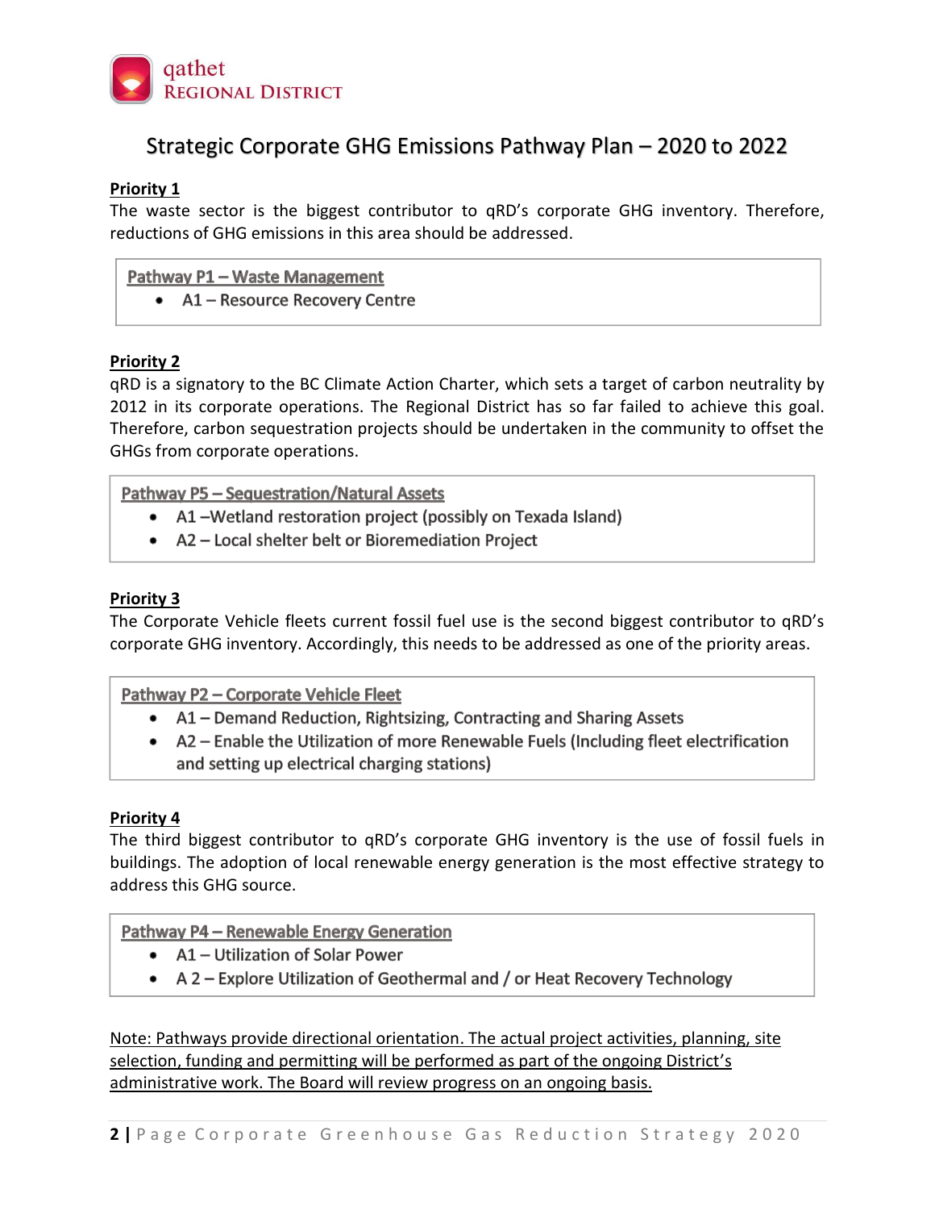# Strategic Corporate GHG Emissions Pathway Plan – 2020 to 2022

**Priority 1**

The waste sector is the biggest contributor to qRD's corporate GHG inventory. Therefore, reductions of GHG emissions in this area should be addressed.

> **Pathway P1 – Waste Management**
> - A1 – Resource Recovery Centre

**Priority 2**

qRD is a signatory to the BC Climate Action Charter, which sets a target of carbon neutrality by 2012 in its corporate operations. The Regional District has so far failed to achieve this goal. Therefore, carbon sequestration projects should be undertaken in the community to offset the GHGs from corporate operations.

> **Pathway P5 – Sequestration/Natural Assets**
> - A1 –Wetland restoration project (possibly on Texada Island)
> - A2 – Local shelter belt or Bioremediation Project

**Priority 3**

The Corporate Vehicle fleets current fossil fuel use is the second biggest contributor to qRD's corporate GHG inventory. Accordingly, this needs to be addressed as one of the priority areas.

> **Pathway P2 – Corporate Vehicle Fleet**
> - A1 – Demand Reduction, Rightsizing, Contracting and Sharing Assets
> - A2 – Enable the Utilization of more Renewable Fuels (Including fleet electrification and setting up electrical charging stations)

**Priority 4**

The third biggest contributor to qRD's corporate GHG inventory is the use of fossil fuels in buildings. The adoption of local renewable energy generation is the most effective strategy to address this GHG source.

> **Pathway P4 – Renewable Energy Generation**
> - A1 – Utilization of Solar Power
> - A 2 – Explore Utilization of Geothermal and / or Heat Recovery Technology

Note: Pathways provide directional orientation. The actual project activities, planning, site selection, funding and permitting will be performed as part of the ongoing District's administrative work. The Board will review progress on an ongoing basis.